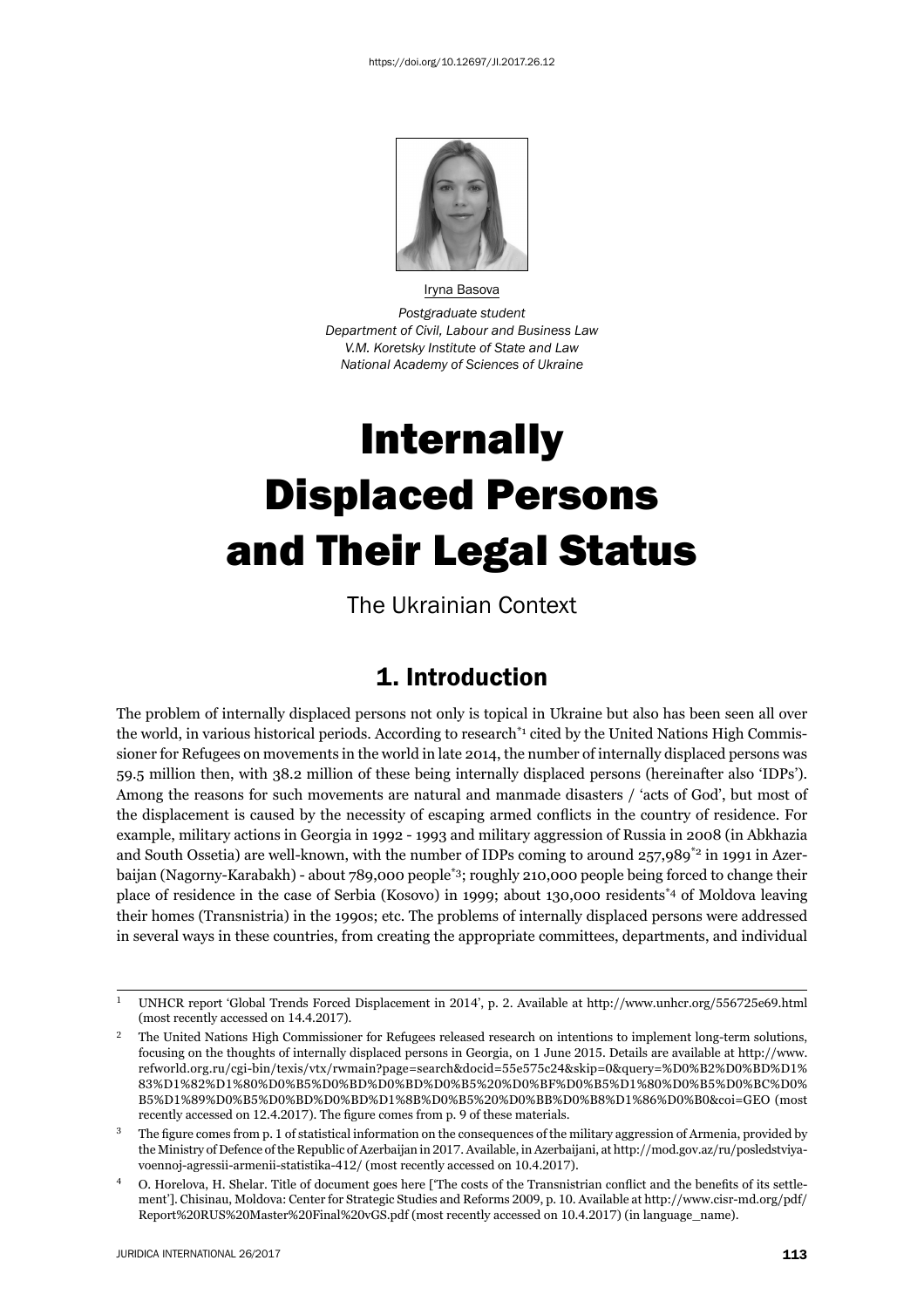https://doi.org/10.12697/JI.2017.26.12

Iryna Basova

*Postgraduate student*
*Department of Civil, Labour and Business Law*
*V.M. Koretsky Institute of State and Law*
*National Academy of Sciences of Ukraine*

# Internally Displaced Persons and Their Legal Status

The Ukrainian Context

## 1. Introduction

The problem of internally displaced persons not only is topical in Ukraine but also has been seen all over the world, in various historical periods. According to research*[1] cited by the United Nations High Commissioner for Refugees on movements in the world in late 2014, the number of internally displaced persons was 59.5 million then, with 38.2 million of these being internally displaced persons (hereinafter also 'IDPs'). Among the reasons for such movements are natural and manmade disasters / 'acts of God', but most of the displacement is caused by the necessity of escaping armed conflicts in the country of residence. For example, military actions in Georgia in 1992 - 1993 and military aggression of Russia in 2008 (in Abkhazia and South Ossetia) are well-known, with the number of IDPs coming to around 257,989*[2] in 1991 in Azerbaijan (Nagorny-Karabakh) - about 789,000 people*[3]; roughly 210,000 people being forced to change their place of residence in the case of Serbia (Kosovo) in 1999; about 130,000 residents*[4] of Moldova leaving their homes (Transnistria) in the 1990s; etc. The problems of internally displaced persons were addressed in several ways in these countries, from creating the appropriate committees, departments, and individual

---

1 UNHCR report 'Global Trends Forced Displacement in 2014', p. 2. Available at http://www.unhcr.org/556725e69.html (most recently accessed on 14.4.2017).

2 The United Nations High Commissioner for Refugees released research on intentions to implement long-term solutions, focusing on the thoughts of internally displaced persons in Georgia, on 1 June 2015. Details are available at http://www.refworld.org.ru/cgi-bin/texis/vtx/rwmain?page=search&docid=55e575c24&skip=0&query=%D0%B2%D0%BD%D1%83%D1%82%D1%80%D0%B5%D0%BD%D0%BD%D0%B5%20%D0%BF%D0%B5%D1%80%D0%B5%D0%BC%D0%B5%D1%89%D0%B5%D0%BD%D0%BD%D1%8B%D0%B5%20%D0%BB%D0%B8%D1%86%D0%B0&coi=GEO (most recently accessed on 12.4.2017). The figure comes from p. 9 of these materials.

3 The figure comes from p. 1 of statistical information on the consequences of the military aggression of Armenia, provided by the Ministry of Defence of the Republic of Azerbaijan in 2017. Available, in Azerbaijani, at http://mod.gov.az/ru/posledstviya-voennoj-agressii-armenii-statistika-412/ (most recently accessed on 10.4.2017).

4 O. Horelova, H. Shelar. Title of document goes here ['The costs of the Transnistrian conflict and the benefits of its settlement']. Chisinau, Moldova: Center for Strategic Studies and Reforms 2009, p. 10. Available at http://www.cisr-md.org/pdf/Report%20RUS%20Master%20Final%20vGS.pdf (most recently accessed on 10.4.2017) (in language_name).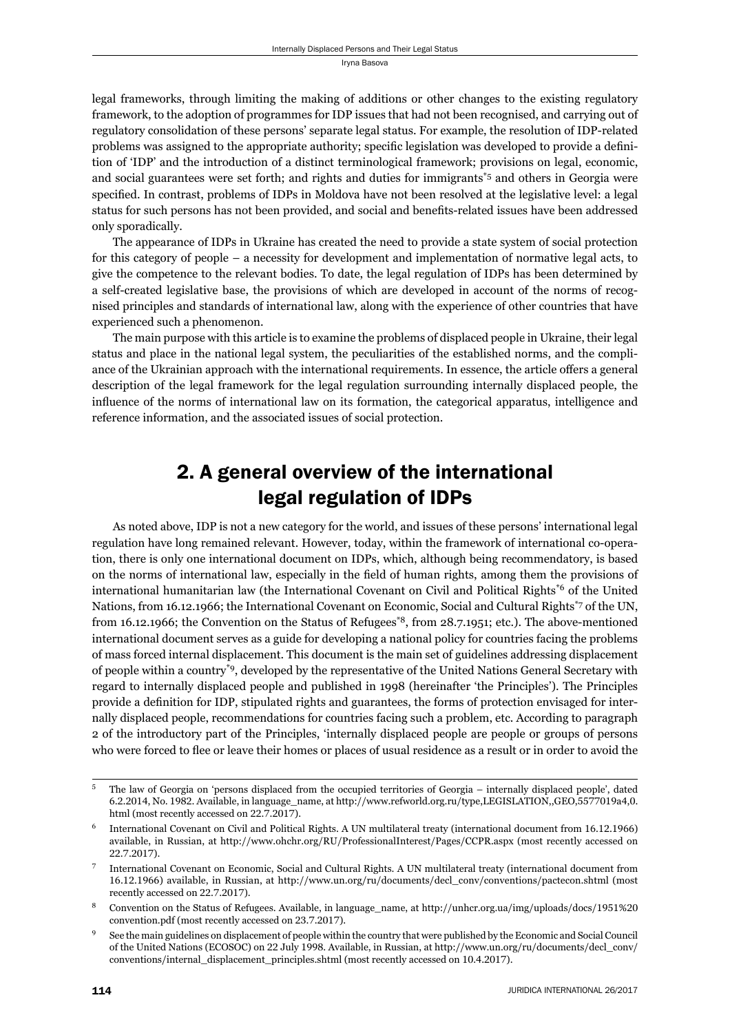legal frameworks, through limiting the making of additions or other changes to the existing regulatory framework, to the adoption of programmes for IDP issues that had not been recognised, and carrying out of regulatory consolidation of these persons' separate legal status. For example, the resolution of IDP-related problems was assigned to the appropriate authority; specific legislation was developed to provide a definition of 'IDP' and the introduction of a distinct terminological framework; provisions on legal, economic, and social guarantees were set forth; and rights and duties for immigrants[*5] and others in Georgia were specified. In contrast, problems of IDPs in Moldova have not been resolved at the legislative level: a legal status for such persons has not been provided, and social and benefits-related issues have been addressed only sporadically.

The appearance of IDPs in Ukraine has created the need to provide a state system of social protection for this category of people – a necessity for development and implementation of normative legal acts, to give the competence to the relevant bodies. To date, the legal regulation of IDPs has been determined by a self-created legislative base, the provisions of which are developed in account of the norms of recognised principles and standards of international law, along with the experience of other countries that have experienced such a phenomenon.

The main purpose with this article is to examine the problems of displaced people in Ukraine, their legal status and place in the national legal system, the peculiarities of the established norms, and the compliance of the Ukrainian approach with the international requirements. In essence, the article offers a general description of the legal framework for the legal regulation surrounding internally displaced people, the influence of the norms of international law on its formation, the categorical apparatus, intelligence and reference information, and the associated issues of social protection.

## 2. A general overview of the international legal regulation of IDPs

As noted above, IDP is not a new category for the world, and issues of these persons' international legal regulation have long remained relevant. However, today, within the framework of international co-operation, there is only one international document on IDPs, which, although being recommendatory, is based on the norms of international law, especially in the field of human rights, among them the provisions of international humanitarian law (the International Covenant on Civil and Political Rights[*6] of the United Nations, from 16.12.1966; the International Covenant on Economic, Social and Cultural Rights[*7] of the UN, from 16.12.1966; the Convention on the Status of Refugees[*8], from 28.7.1951; etc.). The above-mentioned international document serves as a guide for developing a national policy for countries facing the problems of mass forced internal displacement. This document is the main set of guidelines addressing displacement of people within a country[*9], developed by the representative of the United Nations General Secretary with regard to internally displaced people and published in 1998 (hereinafter 'the Principles'). The Principles provide a definition for IDP, stipulated rights and guarantees, the forms of protection envisaged for internally displaced people, recommendations for countries facing such a problem, etc. According to paragraph 2 of the introductory part of the Principles, 'internally displaced people are people or groups of persons who were forced to flee or leave their homes or places of usual residence as a result or in order to avoid the

---

5 The law of Georgia on 'persons displaced from the occupied territories of Georgia – internally displaced people', dated 6.2.2014, No. 1982. Available, in language_name, at http://www.refworld.org.ru/type,LEGISLATION,,GEO,5577019a4,0.html (most recently accessed on 22.7.2017).

6 International Covenant on Civil and Political Rights. A UN multilateral treaty (international document from 16.12.1966) available, in Russian, at http://www.ohchr.org/RU/ProfessionalInterest/Pages/CCPR.aspx (most recently accessed on 22.7.2017).

7 International Covenant on Economic, Social and Cultural Rights. A UN multilateral treaty (international document from 16.12.1966) available, in Russian, at http://www.un.org/ru/documents/decl_conv/conventions/pactecon.shtml (most recently accessed on 22.7.2017).

8 Convention on the Status of Refugees. Available, in language_name, at http://unhcr.org.ua/img/uploads/docs/1951%20convention.pdf (most recently accessed on 23.7.2017).

9 See the main guidelines on displacement of people within the country that were published by the Economic and Social Council of the United Nations (ECOSOC) on 22 July 1998. Available, in Russian, at http://www.un.org/ru/documents/decl_conv/conventions/internal_displacement_principles.shtml (most recently accessed on 10.4.2017).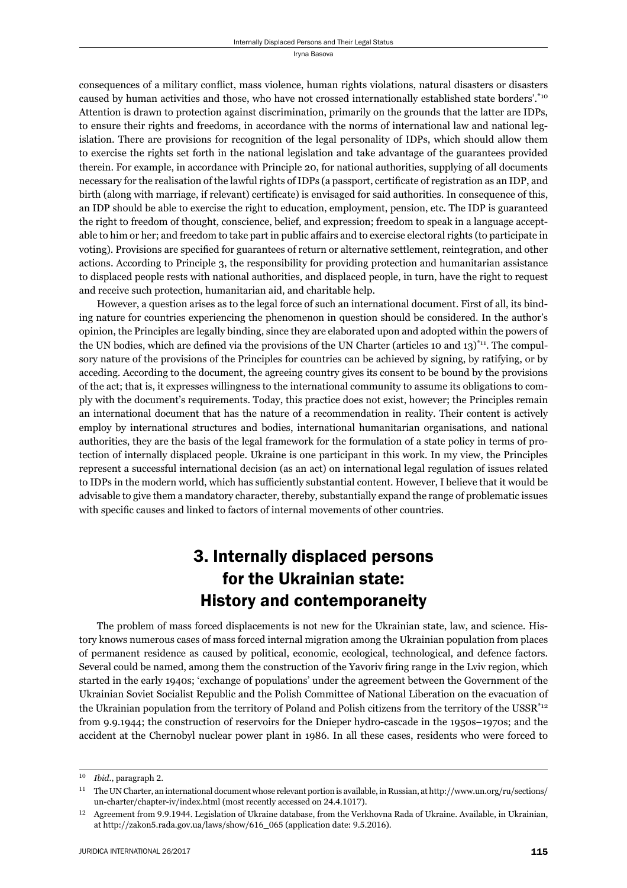consequences of a military conflict, mass violence, human rights violations, natural disasters or disasters caused by human activities and those, who have not crossed internationally established state borders'.[*10] Attention is drawn to protection against discrimination, primarily on the grounds that the latter are IDPs, to ensure their rights and freedoms, in accordance with the norms of international law and national legislation. There are provisions for recognition of the legal personality of IDPs, which should allow them to exercise the rights set forth in the national legislation and take advantage of the guarantees provided therein. For example, in accordance with Principle 20, for national authorities, supplying of all documents necessary for the realisation of the lawful rights of IDPs (a passport, certificate of registration as an IDP, and birth (along with marriage, if relevant) certificate) is envisaged for said authorities. In consequence of this, an IDP should be able to exercise the right to education, employment, pension, etc. The IDP is guaranteed the right to freedom of thought, conscience, belief, and expression; freedom to speak in a language acceptable to him or her; and freedom to take part in public affairs and to exercise electoral rights (to participate in voting). Provisions are specified for guarantees of return or alternative settlement, reintegration, and other actions. According to Principle 3, the responsibility for providing protection and humanitarian assistance to displaced people rests with national authorities, and displaced people, in turn, have the right to request and receive such protection, humanitarian aid, and charitable help.

However, a question arises as to the legal force of such an international document. First of all, its binding nature for countries experiencing the phenomenon in question should be considered. In the author's opinion, the Principles are legally binding, since they are elaborated upon and adopted within the powers of the UN bodies, which are defined via the provisions of the UN Charter (articles 10 and 13)[*11]. The compulsory nature of the provisions of the Principles for countries can be achieved by signing, by ratifying, or by acceding. According to the document, the agreeing country gives its consent to be bound by the provisions of the act; that is, it expresses willingness to the international community to assume its obligations to comply with the document's requirements. Today, this practice does not exist, however; the Principles remain an international document that has the nature of a recommendation in reality. Their content is actively employ by international structures and bodies, international humanitarian organisations, and national authorities, they are the basis of the legal framework for the formulation of a state policy in terms of protection of internally displaced people. Ukraine is one participant in this work. In my view, the Principles represent a successful international decision (as an act) on international legal regulation of issues related to IDPs in the modern world, which has sufficiently substantial content. However, I believe that it would be advisable to give them a mandatory character, thereby, substantially expand the range of problematic issues with specific causes and linked to factors of internal movements of other countries.

## 3. Internally displaced persons for the Ukrainian state: History and contemporaneity

The problem of mass forced displacements is not new for the Ukrainian state, law, and science. History knows numerous cases of mass forced internal migration among the Ukrainian population from places of permanent residence as caused by political, economic, ecological, technological, and defence factors. Several could be named, among them the construction of the Yavoriv firing range in the Lviv region, which started in the early 1940s; 'exchange of populations' under the agreement between the Government of the Ukrainian Soviet Socialist Republic and the Polish Committee of National Liberation on the evacuation of the Ukrainian population from the territory of Poland and Polish citizens from the territory of the USSR[*12] from 9.9.1944; the construction of reservoirs for the Dnieper hydro-cascade in the 1950s–1970s; and the accident at the Chernobyl nuclear power plant in 1986. In all these cases, residents who were forced to

---

[10] *Ibid*., paragraph 2.

[11] The UN Charter, an international document whose relevant portion is available, in Russian, at http://www.un.org/ru/sections/un-charter/chapter-iv/index.html (most recently accessed on 24.4.1017).

[12] Agreement from 9.9.1944. Legislation of Ukraine database, from the Verkhovna Rada of Ukraine. Available, in Ukrainian, at http://zakon5.rada.gov.ua/laws/show/616_065 (application date: 9.5.2016).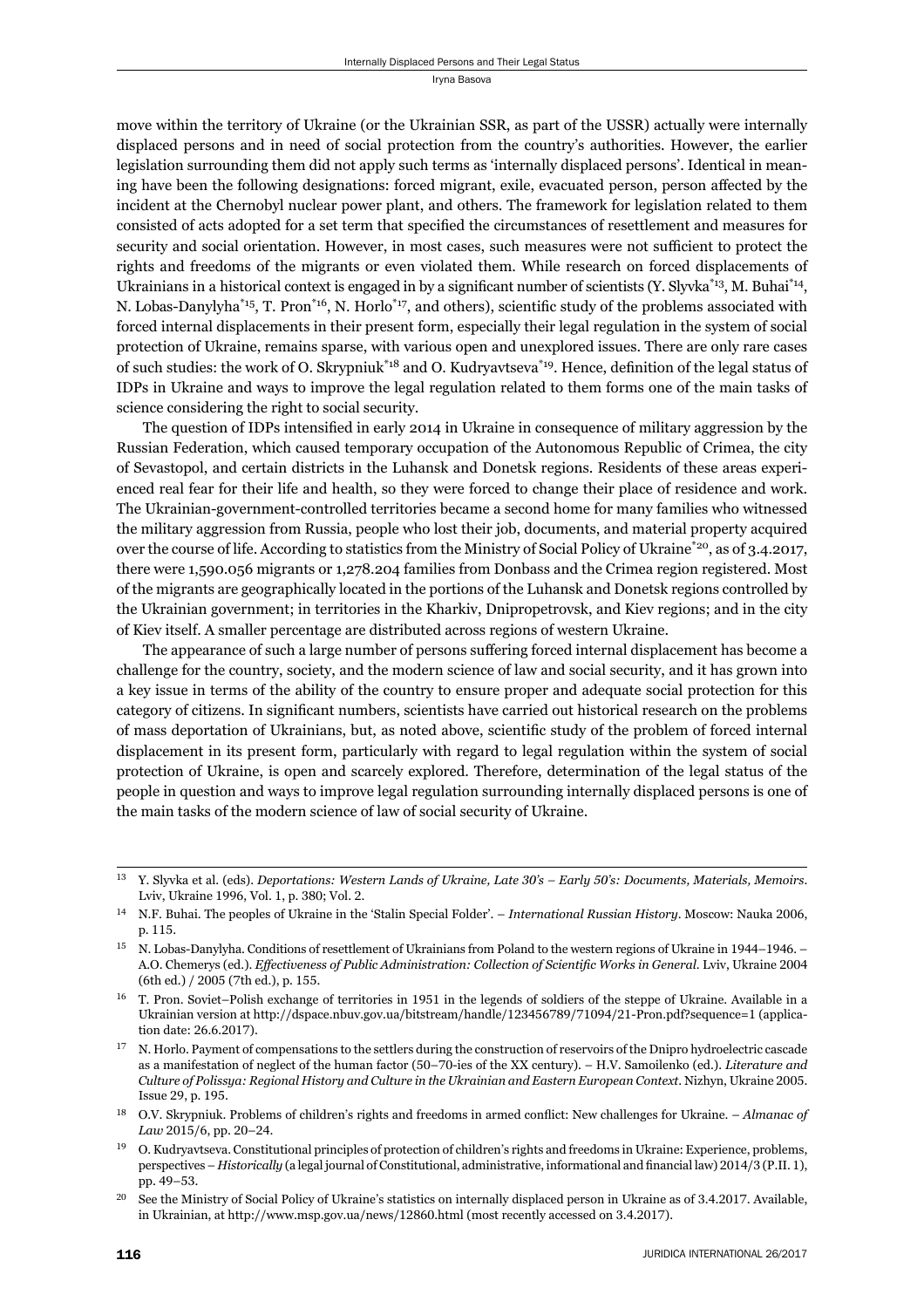move within the territory of Ukraine (or the Ukrainian SSR, as part of the USSR) actually were internally displaced persons and in need of social protection from the country's authorities. However, the earlier legislation surrounding them did not apply such terms as 'internally displaced persons'. Identical in meaning have been the following designations: forced migrant, exile, evacuated person, person affected by the incident at the Chernobyl nuclear power plant, and others. The framework for legislation related to them consisted of acts adopted for a set term that specified the circumstances of resettlement and measures for security and social orientation. However, in most cases, such measures were not sufficient to protect the rights and freedoms of the migrants or even violated them. While research on forced displacements of Ukrainians in a historical context is engaged in by a significant number of scientists (Y. Slyvka[*13], M. Buhai[*14], N. Lobas-Danylyha[*15], T. Pron[*16], N. Horlo[*17], and others), scientific study of the problems associated with forced internal displacements in their present form, especially their legal regulation in the system of social protection of Ukraine, remains sparse, with various open and unexplored issues. There are only rare cases of such studies: the work of O. Skrypniuk[*18] and O. Kudryavtseva[*19]. Hence, definition of the legal status of IDPs in Ukraine and ways to improve the legal regulation related to them forms one of the main tasks of science considering the right to social security.

The question of IDPs intensified in early 2014 in Ukraine in consequence of military aggression by the Russian Federation, which caused temporary occupation of the Autonomous Republic of Crimea, the city of Sevastopol, and certain districts in the Luhansk and Donetsk regions. Residents of these areas experienced real fear for their life and health, so they were forced to change their place of residence and work. The Ukrainian-government-controlled territories became a second home for many families who witnessed the military aggression from Russia, people who lost their job, documents, and material property acquired over the course of life. According to statistics from the Ministry of Social Policy of Ukraine[*20], as of 3.4.2017, there were 1,590.056 migrants or 1,278.204 families from Donbass and the Crimea region registered. Most of the migrants are geographically located in the portions of the Luhansk and Donetsk regions controlled by the Ukrainian government; in territories in the Kharkiv, Dnipropetrovsk, and Kiev regions; and in the city of Kiev itself. A smaller percentage are distributed across regions of western Ukraine.

The appearance of such a large number of persons suffering forced internal displacement has become a challenge for the country, society, and the modern science of law and social security, and it has grown into a key issue in terms of the ability of the country to ensure proper and adequate social protection for this category of citizens. In significant numbers, scientists have carried out historical research on the problems of mass deportation of Ukrainians, but, as noted above, scientific study of the problem of forced internal displacement in its present form, particularly with regard to legal regulation within the system of social protection of Ukraine, is open and scarcely explored. Therefore, determination of the legal status of the people in question and ways to improve legal regulation surrounding internally displaced persons is one of the main tasks of the modern science of law of social security of Ukraine.

---

13 Y. Slyvka et al. (eds). *Deportations: Western Lands of Ukraine, Late 30's – Early 50's: Documents, Materials, Memoirs*. Lviv, Ukraine 1996, Vol. 1, p. 380; Vol. 2.

14 N.F. Buhai. The peoples of Ukraine in the 'Stalin Special Folder'. – *International Russian History*. Moscow: Nauka 2006, p. 115.

15 N. Lobas-Danylyha. Conditions of resettlement of Ukrainians from Poland to the western regions of Ukraine in 1944–1946. – A.O. Chemerys (ed.). *Effectiveness of Public Administration: Collection of Scientific Works in General*. Lviv, Ukraine 2004 (6th ed.) / 2005 (7th ed.), p. 155.

16 T. Pron. Soviet–Polish exchange of territories in 1951 in the legends of soldiers of the steppe of Ukraine. Available in a Ukrainian version at http://dspace.nbuv.gov.ua/bitstream/handle/123456789/71094/21-Pron.pdf?sequence=1 (application date: 26.6.2017).

17 N. Horlo. Payment of compensations to the settlers during the construction of reservoirs of the Dnipro hydroelectric cascade as a manifestation of neglect of the human factor (50–70-ies of the XX century). – H.V. Samoilenko (ed.). *Literature and Culture of Polissya: Regional History and Culture in the Ukrainian and Eastern European Context*. Nizhyn, Ukraine 2005. Issue 29, p. 195.

18 O.V. Skrypniuk. Problems of children's rights and freedoms in armed conflict: New challenges for Ukraine. – *Almanac of Law* 2015/6, pp. 20–24.

19 O. Kudryavtseva. Constitutional principles of protection of children's rights and freedoms in Ukraine: Experience, problems, perspectives – *Historically* (a legal journal of Constitutional, administrative, informational and financial law) 2014/3 (P.II. 1), pp. 49–53.

20 See the Ministry of Social Policy of Ukraine's statistics on internally displaced person in Ukraine as of 3.4.2017. Available, in Ukrainian, at http://www.msp.gov.ua/news/12860.html (most recently accessed on 3.4.2017).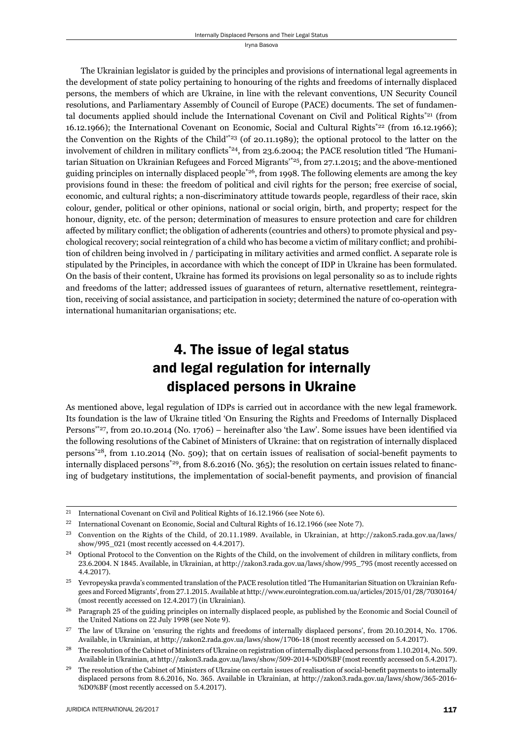The Ukrainian legislator is guided by the principles and provisions of international legal agreements in the development of state policy pertaining to honouring of the rights and freedoms of internally displaced persons, the members of which are Ukraine, in line with the relevant conventions, UN Security Council resolutions, and Parliamentary Assembly of Council of Europe (PACE) documents. The set of fundamental documents applied should include the International Covenant on Civil and Political Rights*[21] (from 16.12.1966); the International Covenant on Economic, Social and Cultural Rights*[22] (from 16.12.1966); the Convention on the Rights of the Child'*[23] (of 20.11.1989); the optional protocol to the latter on the involvement of children in military conflicts*[24], from 23.6.2004; the PACE resolution titled 'The Humanitarian Situation on Ukrainian Refugees and Forced Migrants'*[25], from 27.1.2015; and the above-mentioned guiding principles on internally displaced people*[26], from 1998. The following elements are among the key provisions found in these: the freedom of political and civil rights for the person; free exercise of social, economic, and cultural rights; a non-discriminatory attitude towards people, regardless of their race, skin colour, gender, political or other opinions, national or social origin, birth, and property; respect for the honour, dignity, etc. of the person; determination of measures to ensure protection and care for children affected by military conflict; the obligation of adherents (countries and others) to promote physical and psychological recovery; social reintegration of a child who has become a victim of military conflict; and prohibition of children being involved in / participating in military activities and armed conflict. A separate role is stipulated by the Principles, in accordance with which the concept of IDP in Ukraine has been formulated. On the basis of their content, Ukraine has formed its provisions on legal personality so as to include rights and freedoms of the latter; addressed issues of guarantees of return, alternative resettlement, reintegration, receiving of social assistance, and participation in society; determined the nature of co-operation with international humanitarian organisations; etc.

## 4. The issue of legal status and legal regulation for internally displaced persons in Ukraine

As mentioned above, legal regulation of IDPs is carried out in accordance with the new legal framework. Its foundation is the law of Ukraine titled 'On Ensuring the Rights and Freedoms of Internally Displaced Persons'*[27], from 20.10.2014 (No. 1706) – hereinafter also 'the Law'. Some issues have been identified via the following resolutions of the Cabinet of Ministers of Ukraine: that on registration of internally displaced persons*[28], from 1.10.2014 (No. 509); that on certain issues of realisation of social-benefit payments to internally displaced persons*[29], from 8.6.2016 (No. 365); the resolution on certain issues related to financing of budgetary institutions, the implementation of social-benefit payments, and provision of financial

---

[21] International Covenant on Civil and Political Rights of 16.12.1966 (see Note 6).

[22] International Covenant on Economic, Social and Cultural Rights of 16.12.1966 (see Note 7).

[23] Convention on the Rights of the Child, of 20.11.1989. Available, in Ukrainian, at http://zakon5.rada.gov.ua/laws/show/995_021 (most recently accessed on 4.4.2017).

[24] Optional Protocol to the Convention on the Rights of the Child, on the involvement of children in military conflicts, from 23.6.2004. N 1845. Available, in Ukrainian, at http://zakon3.rada.gov.ua/laws/show/995_795 (most recently accessed on 4.4.2017).

[25] Yevropeyska pravda's commented translation of the PACE resolution titled 'The Humanitarian Situation on Ukrainian Refugees and Forced Migrants', from 27.1.2015. Available at http://www.eurointegration.com.ua/articles/2015/01/28/7030164/ (most recently accessed on 12.4.2017) (in Ukrainian).

[26] Paragraph 25 of the guiding principles on internally displaced people, as published by the Economic and Social Council of the United Nations on 22 July 1998 (see Note 9).

[27] The law of Ukraine on 'ensuring the rights and freedoms of internally displaced persons', from 20.10.2014, No. 1706. Available, in Ukrainian, at http://zakon2.rada.gov.ua/laws/show/1706-18 (most recently accessed on 5.4.2017).

[28] The resolution of the Cabinet of Ministers of Ukraine on registration of internally displaced persons from 1.10.2014, No. 509. Available in Ukrainian, at http://zakon3.rada.gov.ua/laws/show/509-2014-%D0%BF (most recently accessed on 5.4.2017).

[29] The resolution of the Cabinet of Ministers of Ukraine on certain issues of realisation of social-benefit payments to internally displaced persons from 8.6.2016, No. 365. Available in Ukrainian, at http://zakon3.rada.gov.ua/laws/show/365-2016-%D0%BF (most recently accessed on 5.4.2017).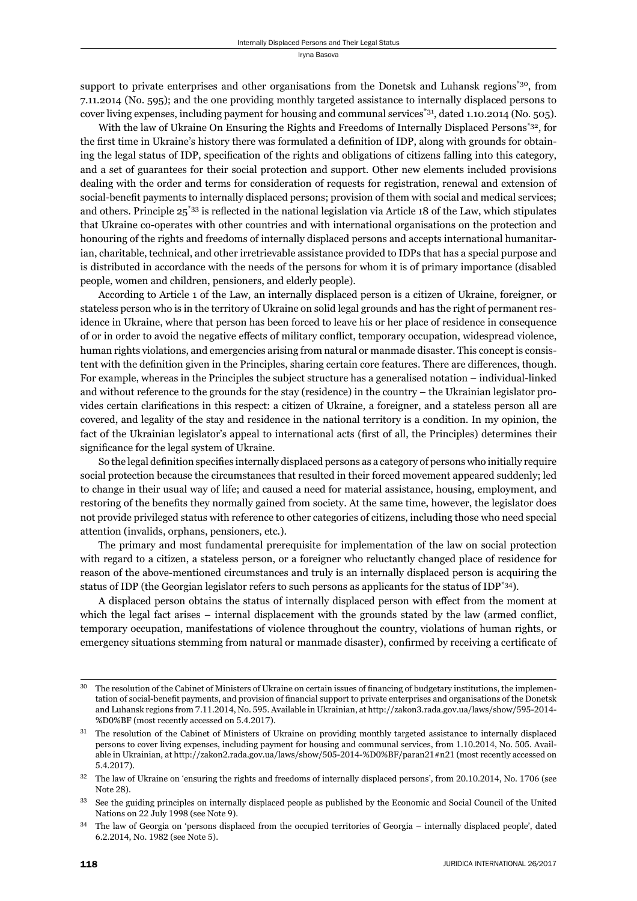support to private enterprises and other organisations from the Donetsk and Luhansk regions*[30], from 7.11.2014 (No. 595); and the one providing monthly targeted assistance to internally displaced persons to cover living expenses, including payment for housing and communal services*[31], dated 1.10.2014 (No. 505).

With the law of Ukraine On Ensuring the Rights and Freedoms of Internally Displaced Persons*[32], for the first time in Ukraine's history there was formulated a definition of IDP, along with grounds for obtaining the legal status of IDP, specification of the rights and obligations of citizens falling into this category, and a set of guarantees for their social protection and support. Other new elements included provisions dealing with the order and terms for consideration of requests for registration, renewal and extension of social-benefit payments to internally displaced persons; provision of them with social and medical services; and others. Principle 25*[33] is reflected in the national legislation via Article 18 of the Law, which stipulates that Ukraine co-operates with other countries and with international organisations on the protection and honouring of the rights and freedoms of internally displaced persons and accepts international humanitarian, charitable, technical, and other irretrievable assistance provided to IDPs that has a special purpose and is distributed in accordance with the needs of the persons for whom it is of primary importance (disabled people, women and children, pensioners, and elderly people).

According to Article 1 of the Law, an internally displaced person is a citizen of Ukraine, foreigner, or stateless person who is in the territory of Ukraine on solid legal grounds and has the right of permanent residence in Ukraine, where that person has been forced to leave his or her place of residence in consequence of or in order to avoid the negative effects of military conflict, temporary occupation, widespread violence, human rights violations, and emergencies arising from natural or manmade disaster. This concept is consistent with the definition given in the Principles, sharing certain core features. There are differences, though. For example, whereas in the Principles the subject structure has a generalised notation – individual-linked and without reference to the grounds for the stay (residence) in the country – the Ukrainian legislator provides certain clarifications in this respect: a citizen of Ukraine, a foreigner, and a stateless person all are covered, and legality of the stay and residence in the national territory is a condition. In my opinion, the fact of the Ukrainian legislator's appeal to international acts (first of all, the Principles) determines their significance for the legal system of Ukraine.

So the legal definition specifies internally displaced persons as a category of persons who initially require social protection because the circumstances that resulted in their forced movement appeared suddenly; led to change in their usual way of life; and caused a need for material assistance, housing, employment, and restoring of the benefits they normally gained from society. At the same time, however, the legislator does not provide privileged status with reference to other categories of citizens, including those who need special attention (invalids, orphans, pensioners, etc.).

The primary and most fundamental prerequisite for implementation of the law on social protection with regard to a citizen, a stateless person, or a foreigner who reluctantly changed place of residence for reason of the above-mentioned circumstances and truly is an internally displaced person is acquiring the status of IDP (the Georgian legislator refers to such persons as applicants for the status of IDP*[34]).

A displaced person obtains the status of internally displaced person with effect from the moment at which the legal fact arises – internal displacement with the grounds stated by the law (armed conflict, temporary occupation, manifestations of violence throughout the country, violations of human rights, or emergency situations stemming from natural or manmade disaster), confirmed by receiving a certificate of

---

[30] The resolution of the Cabinet of Ministers of Ukraine on certain issues of financing of budgetary institutions, the implementation of social-benefit payments, and provision of financial support to private enterprises and organisations of the Donetsk and Luhansk regions from 7.11.2014, No. 595. Available in Ukrainian, at http://zakon3.rada.gov.ua/laws/show/595-2014-%D0%BF (most recently accessed on 5.4.2017).

[31] The resolution of the Cabinet of Ministers of Ukraine on providing monthly targeted assistance to internally displaced persons to cover living expenses, including payment for housing and communal services, from 1.10.2014, No. 505. Available in Ukrainian, at http://zakon2.rada.gov.ua/laws/show/505-2014-%D0%BF/paran21#n21 (most recently accessed on 5.4.2017).

[32] The law of Ukraine on 'ensuring the rights and freedoms of internally displaced persons', from 20.10.2014, No. 1706 (see Note 28).

[33] See the guiding principles on internally displaced people as published by the Economic and Social Council of the United Nations on 22 July 1998 (see Note 9).

[34] The law of Georgia on 'persons displaced from the occupied territories of Georgia – internally displaced people', dated 6.2.2014, No. 1982 (see Note 5).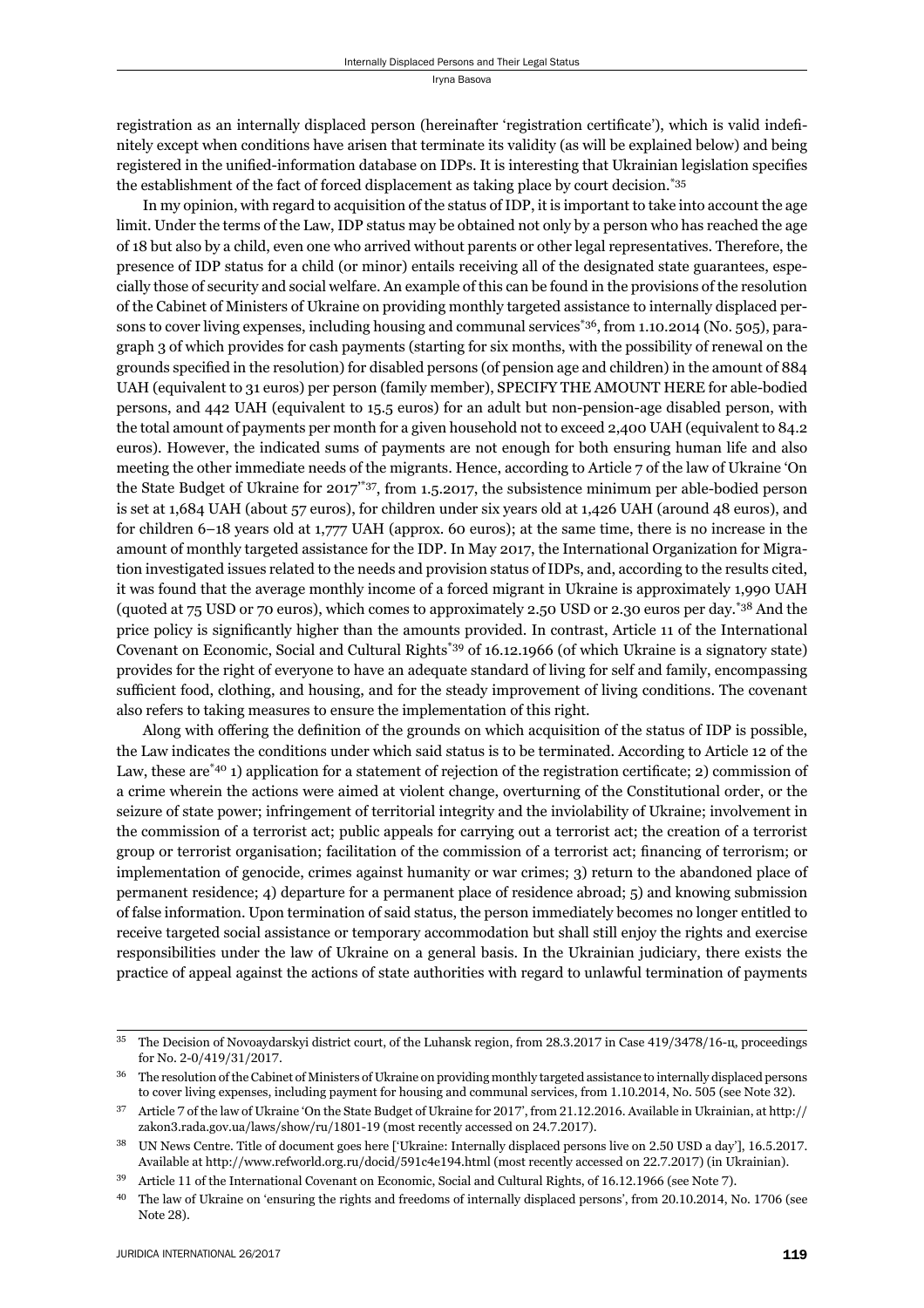registration as an internally displaced person (hereinafter 'registration certificate'), which is valid indefinitely except when conditions have arisen that terminate its validity (as will be explained below) and being registered in the unified-information database on IDPs. It is interesting that Ukrainian legislation specifies the establishment of the fact of forced displacement as taking place by court decision.[*35]

In my opinion, with regard to acquisition of the status of IDP, it is important to take into account the age limit. Under the terms of the Law, IDP status may be obtained not only by a person who has reached the age of 18 but also by a child, even one who arrived without parents or other legal representatives. Therefore, the presence of IDP status for a child (or minor) entails receiving all of the designated state guarantees, especially those of security and social welfare. An example of this can be found in the provisions of the resolution of the Cabinet of Ministers of Ukraine on providing monthly targeted assistance to internally displaced persons to cover living expenses, including housing and communal services[*36], from 1.10.2014 (No. 505), paragraph 3 of which provides for cash payments (starting for six months, with the possibility of renewal on the grounds specified in the resolution) for disabled persons (of pension age and children) in the amount of 884 UAH (equivalent to 31 euros) per person (family member), SPECIFY THE AMOUNT HERE for able-bodied persons, and 442 UAH (equivalent to 15.5 euros) for an adult but non-pension-age disabled person, with the total amount of payments per month for a given household not to exceed 2,400 UAH (equivalent to 84.2 euros). However, the indicated sums of payments are not enough for both ensuring human life and also meeting the other immediate needs of the migrants. Hence, according to Article 7 of the law of Ukraine 'On the State Budget of Ukraine for 2017'[*37], from 1.5.2017, the subsistence minimum per able-bodied person is set at 1,684 UAH (about 57 euros), for children under six years old at 1,426 UAH (around 48 euros), and for children 6–18 years old at 1,777 UAH (approx. 60 euros); at the same time, there is no increase in the amount of monthly targeted assistance for the IDP. In May 2017, the International Organization for Migration investigated issues related to the needs and provision status of IDPs, and, according to the results cited, it was found that the average monthly income of a forced migrant in Ukraine is approximately 1,990 UAH (quoted at 75 USD or 70 euros), which comes to approximately 2.50 USD or 2.30 euros per day.[*38] And the price policy is significantly higher than the amounts provided. In contrast, Article 11 of the International Covenant on Economic, Social and Cultural Rights[*39] of 16.12.1966 (of which Ukraine is a signatory state) provides for the right of everyone to have an adequate standard of living for self and family, encompassing sufficient food, clothing, and housing, and for the steady improvement of living conditions. The covenant also refers to taking measures to ensure the implementation of this right.

Along with offering the definition of the grounds on which acquisition of the status of IDP is possible, the Law indicates the conditions under which said status is to be terminated. According to Article 12 of the Law, these are[*40] 1) application for a statement of rejection of the registration certificate; 2) commission of a crime wherein the actions were aimed at violent change, overturning of the Constitutional order, or the seizure of state power; infringement of territorial integrity and the inviolability of Ukraine; involvement in the commission of a terrorist act; public appeals for carrying out a terrorist act; the creation of a terrorist group or terrorist organisation; facilitation of the commission of a terrorist act; financing of terrorism; or implementation of genocide, crimes against humanity or war crimes; 3) return to the abandoned place of permanent residence; 4) departure for a permanent place of residence abroad; 5) and knowing submission of false information. Upon termination of said status, the person immediately becomes no longer entitled to receive targeted social assistance or temporary accommodation but shall still enjoy the rights and exercise responsibilities under the law of Ukraine on a general basis. In the Ukrainian judiciary, there exists the practice of appeal against the actions of state authorities with regard to unlawful termination of payments

---

[35] The Decision of Novoaydarskyi district court, of the Luhansk region, from 28.3.2017 in Case 419/3478/16-ц, proceedings for No. 2-0/419/31/2017.

[36] The resolution of the Cabinet of Ministers of Ukraine on providing monthly targeted assistance to internally displaced persons to cover living expenses, including payment for housing and communal services, from 1.10.2014, No. 505 (see Note 32).

[37] Article 7 of the law of Ukraine 'On the State Budget of Ukraine for 2017', from 21.12.2016. Available in Ukrainian, at http://zakon3.rada.gov.ua/laws/show/ru/1801-19 (most recently accessed on 24.7.2017).

[38] UN News Centre. Title of document goes here ['Ukraine: Internally displaced persons live on 2.50 USD a day'], 16.5.2017. Available at http://www.refworld.org.ru/docid/591c4e194.html (most recently accessed on 22.7.2017) (in Ukrainian).

[39] Article 11 of the International Covenant on Economic, Social and Cultural Rights, of 16.12.1966 (see Note 7).

[40] The law of Ukraine on 'ensuring the rights and freedoms of internally displaced persons', from 20.10.2014, No. 1706 (see Note 28).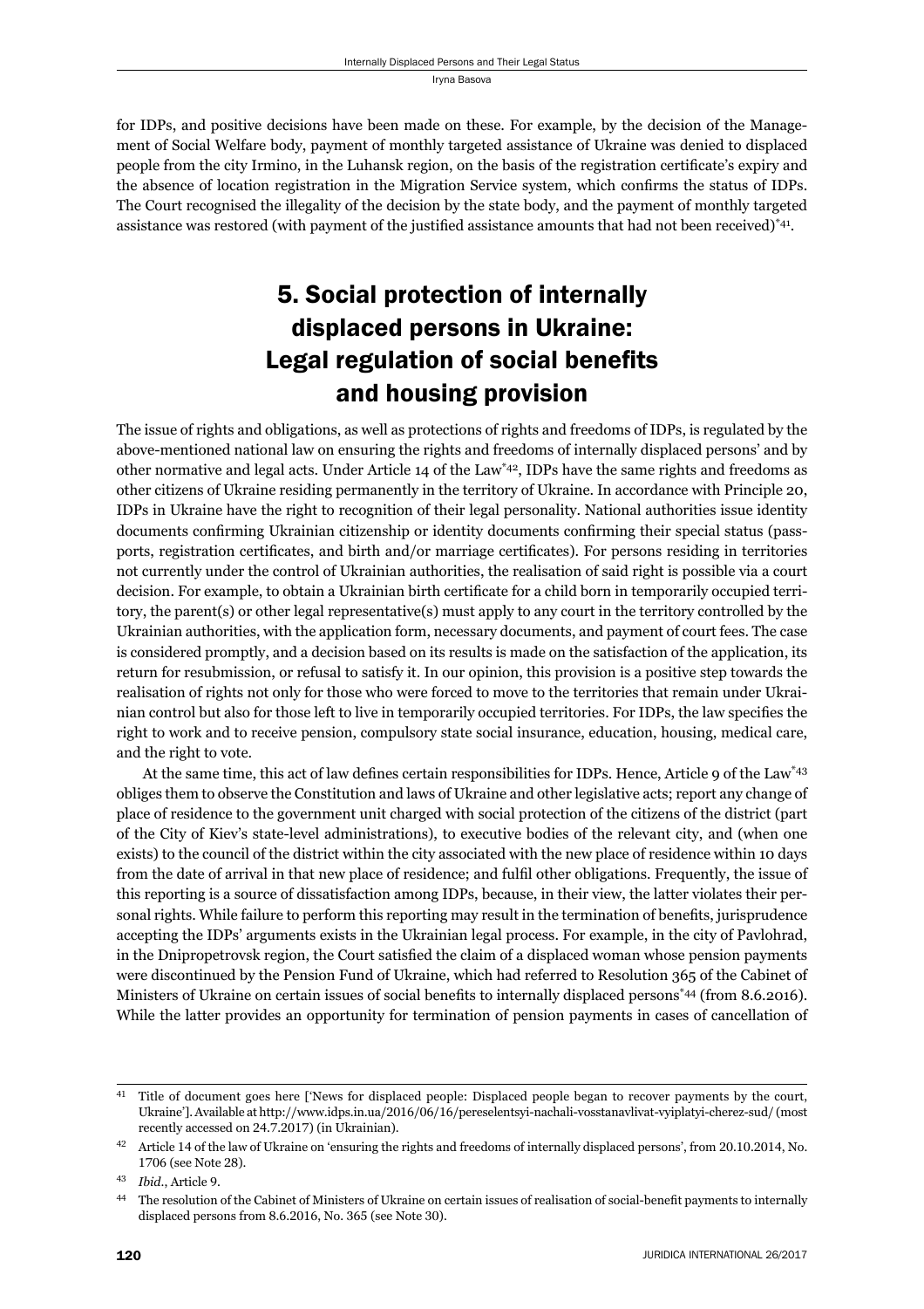for IDPs, and positive decisions have been made on these. For example, by the decision of the Management of Social Welfare body, payment of monthly targeted assistance of Ukraine was denied to displaced people from the city Irmino, in the Luhansk region, on the basis of the registration certificate's expiry and the absence of location registration in the Migration Service system, which confirms the status of IDPs. The Court recognised the illegality of the decision by the state body, and the payment of monthly targeted assistance was restored (with payment of the justified assistance amounts that had not been received)*[41].

## 5. Social protection of internally displaced persons in Ukraine: Legal regulation of social benefits and housing provision

The issue of rights and obligations, as well as protections of rights and freedoms of IDPs, is regulated by the above-mentioned national law on ensuring the rights and freedoms of internally displaced persons' and by other normative and legal acts. Under Article 14 of the Law*[42], IDPs have the same rights and freedoms as other citizens of Ukraine residing permanently in the territory of Ukraine. In accordance with Principle 20, IDPs in Ukraine have the right to recognition of their legal personality. National authorities issue identity documents confirming Ukrainian citizenship or identity documents confirming their special status (passports, registration certificates, and birth and/or marriage certificates). For persons residing in territories not currently under the control of Ukrainian authorities, the realisation of said right is possible via a court decision. For example, to obtain a Ukrainian birth certificate for a child born in temporarily occupied territory, the parent(s) or other legal representative(s) must apply to any court in the territory controlled by the Ukrainian authorities, with the application form, necessary documents, and payment of court fees. The case is considered promptly, and a decision based on its results is made on the satisfaction of the application, its return for resubmission, or refusal to satisfy it. In our opinion, this provision is a positive step towards the realisation of rights not only for those who were forced to move to the territories that remain under Ukrainian control but also for those left to live in temporarily occupied territories. For IDPs, the law specifies the right to work and to receive pension, compulsory state social insurance, education, housing, medical care, and the right to vote.

At the same time, this act of law defines certain responsibilities for IDPs. Hence, Article 9 of the Law*[43] obliges them to observe the Constitution and laws of Ukraine and other legislative acts; report any change of place of residence to the government unit charged with social protection of the citizens of the district (part of the City of Kiev's state-level administrations), to executive bodies of the relevant city, and (when one exists) to the council of the district within the city associated with the new place of residence within 10 days from the date of arrival in that new place of residence; and fulfil other obligations. Frequently, the issue of this reporting is a source of dissatisfaction among IDPs, because, in their view, the latter violates their personal rights. While failure to perform this reporting may result in the termination of benefits, jurisprudence accepting the IDPs' arguments exists in the Ukrainian legal process. For example, in the city of Pavlohrad, in the Dnipropetrovsk region, the Court satisfied the claim of a displaced woman whose pension payments were discontinued by the Pension Fund of Ukraine, which had referred to Resolution 365 of the Cabinet of Ministers of Ukraine on certain issues of social benefits to internally displaced persons*[44] (from 8.6.2016). While the latter provides an opportunity for termination of pension payments in cases of cancellation of

---

[41] Title of document goes here ['News for displaced people: Displaced people began to recover payments by the court, Ukraine']. Available at http://www.idps.in.ua/2016/06/16/pereselentsyi-nachali-vosstanavlivat-vyiplatyi-cherez-sud/ (most recently accessed on 24.7.2017) (in Ukrainian).

[42] Article 14 of the law of Ukraine on 'ensuring the rights and freedoms of internally displaced persons', from 20.10.2014, No. 1706 (see Note 28).

[43] *Ibid*., Article 9.

[44] The resolution of the Cabinet of Ministers of Ukraine on certain issues of realisation of social-benefit payments to internally displaced persons from 8.6.2016, No. 365 (see Note 30).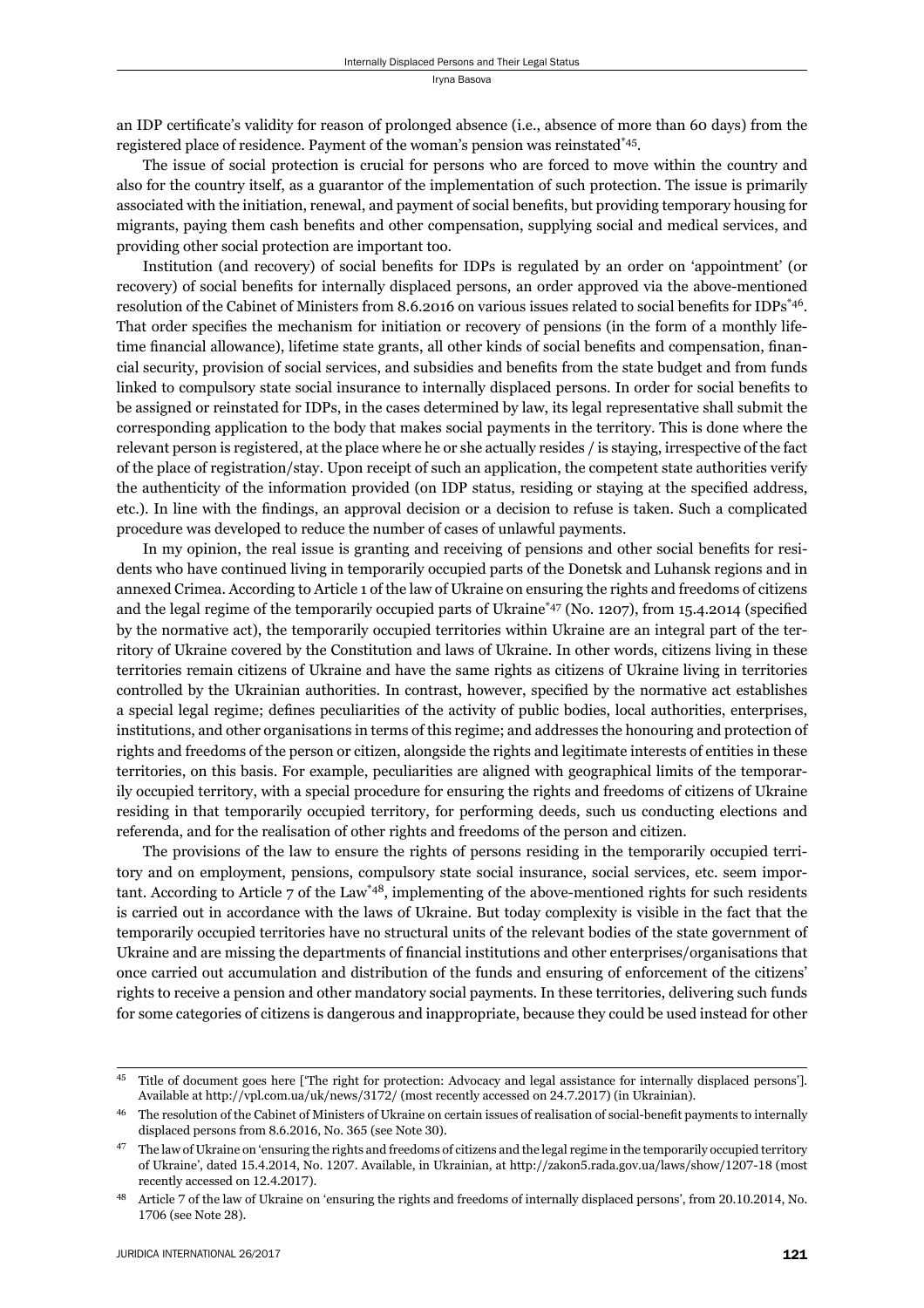an IDP certificate's validity for reason of prolonged absence (i.e., absence of more than 60 days) from the registered place of residence. Payment of the woman's pension was reinstated*[45].

The issue of social protection is crucial for persons who are forced to move within the country and also for the country itself, as a guarantor of the implementation of such protection. The issue is primarily associated with the initiation, renewal, and payment of social benefits, but providing temporary housing for migrants, paying them cash benefits and other compensation, supplying social and medical services, and providing other social protection are important too.

Institution (and recovery) of social benefits for IDPs is regulated by an order on 'appointment' (or recovery) of social benefits for internally displaced persons, an order approved via the above-mentioned resolution of the Cabinet of Ministers from 8.6.2016 on various issues related to social benefits for IDPs*[46]. That order specifies the mechanism for initiation or recovery of pensions (in the form of a monthly lifetime financial allowance), lifetime state grants, all other kinds of social benefits and compensation, financial security, provision of social services, and subsidies and benefits from the state budget and from funds linked to compulsory state social insurance to internally displaced persons. In order for social benefits to be assigned or reinstated for IDPs, in the cases determined by law, its legal representative shall submit the corresponding application to the body that makes social payments in the territory. This is done where the relevant person is registered, at the place where he or she actually resides / is staying, irrespective of the fact of the place of registration/stay. Upon receipt of such an application, the competent state authorities verify the authenticity of the information provided (on IDP status, residing or staying at the specified address, etc.). In line with the findings, an approval decision or a decision to refuse is taken. Such a complicated procedure was developed to reduce the number of cases of unlawful payments.

In my opinion, the real issue is granting and receiving of pensions and other social benefits for residents who have continued living in temporarily occupied parts of the Donetsk and Luhansk regions and in annexed Crimea. According to Article 1 of the law of Ukraine on ensuring the rights and freedoms of citizens and the legal regime of the temporarily occupied parts of Ukraine*[47] (No. 1207), from 15.4.2014 (specified by the normative act), the temporarily occupied territories within Ukraine are an integral part of the territory of Ukraine covered by the Constitution and laws of Ukraine. In other words, citizens living in these territories remain citizens of Ukraine and have the same rights as citizens of Ukraine living in territories controlled by the Ukrainian authorities. In contrast, however, specified by the normative act establishes a special legal regime; defines peculiarities of the activity of public bodies, local authorities, enterprises, institutions, and other organisations in terms of this regime; and addresses the honouring and protection of rights and freedoms of the person or citizen, alongside the rights and legitimate interests of entities in these territories, on this basis. For example, peculiarities are aligned with geographical limits of the temporarily occupied territory, with a special procedure for ensuring the rights and freedoms of citizens of Ukraine residing in that temporarily occupied territory, for performing deeds, such us conducting elections and referenda, and for the realisation of other rights and freedoms of the person and citizen.

The provisions of the law to ensure the rights of persons residing in the temporarily occupied territory and on employment, pensions, compulsory state social insurance, social services, etc. seem important. According to Article 7 of the Law*[48], implementing of the above-mentioned rights for such residents is carried out in accordance with the laws of Ukraine. But today complexity is visible in the fact that the temporarily occupied territories have no structural units of the relevant bodies of the state government of Ukraine and are missing the departments of financial institutions and other enterprises/organisations that once carried out accumulation and distribution of the funds and ensuring of enforcement of the citizens' rights to receive a pension and other mandatory social payments. In these territories, delivering such funds for some categories of citizens is dangerous and inappropriate, because they could be used instead for other

---

[45] Title of document goes here ['The right for protection: Advocacy and legal assistance for internally displaced persons']. Available at http://vpl.com.ua/uk/news/3172/ (most recently accessed on 24.7.2017) (in Ukrainian).

[46] The resolution of the Cabinet of Ministers of Ukraine on certain issues of realisation of social-benefit payments to internally displaced persons from 8.6.2016, No. 365 (see Note 30).

[47] The law of Ukraine on 'ensuring the rights and freedoms of citizens and the legal regime in the temporarily occupied territory of Ukraine', dated 15.4.2014, No. 1207. Available, in Ukrainian, at http://zakon5.rada.gov.ua/laws/show/1207-18 (most recently accessed on 12.4.2017).

[48] Article 7 of the law of Ukraine on 'ensuring the rights and freedoms of internally displaced persons', from 20.10.2014, No. 1706 (see Note 28).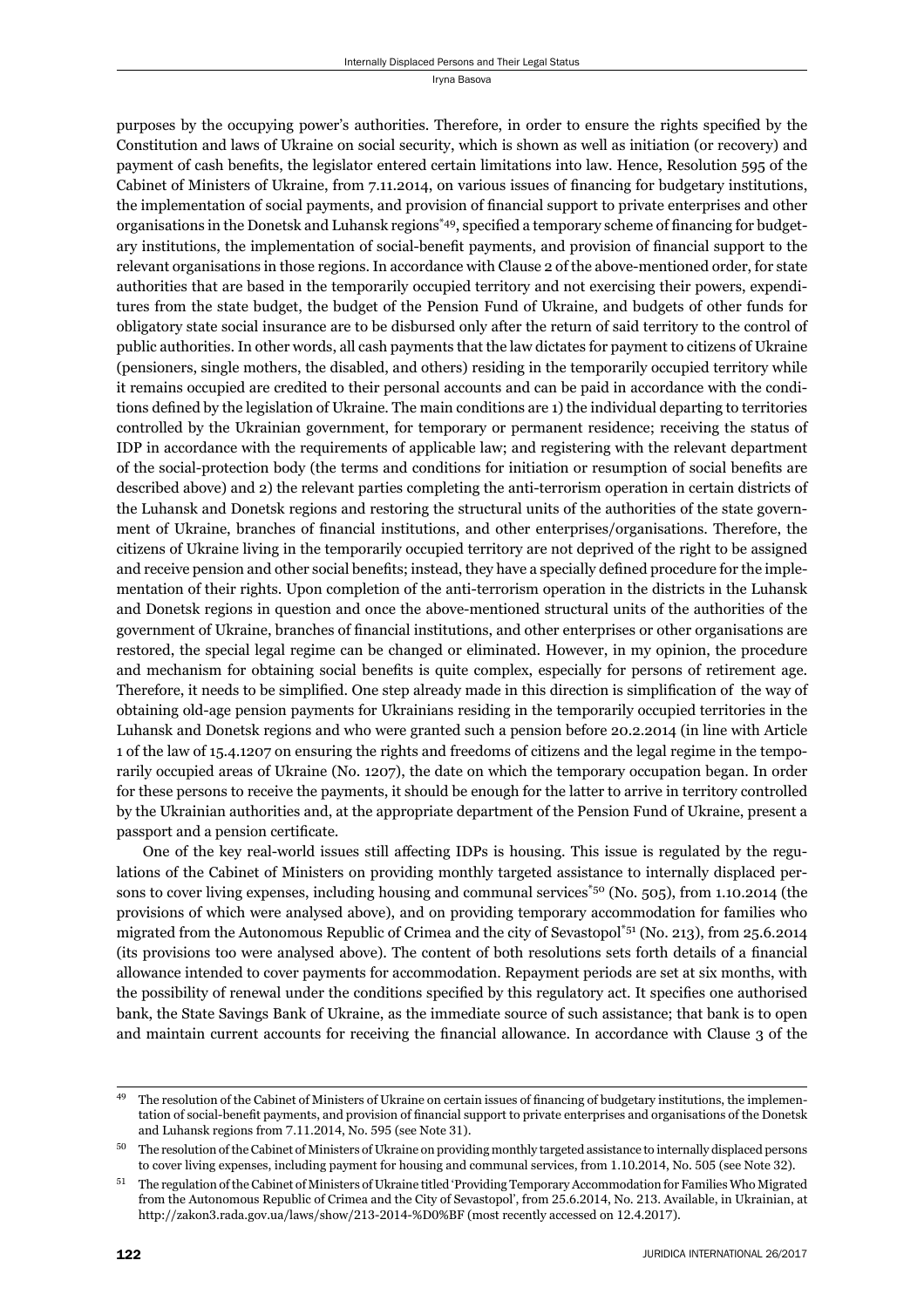purposes by the occupying power's authorities. Therefore, in order to ensure the rights specified by the Constitution and laws of Ukraine on social security, which is shown as well as initiation (or recovery) and payment of cash benefits, the legislator entered certain limitations into law. Hence, Resolution 595 of the Cabinet of Ministers of Ukraine, from 7.11.2014, on various issues of financing for budgetary institutions, the implementation of social payments, and provision of financial support to private enterprises and other organisations in the Donetsk and Luhansk regions*[49], specified a temporary scheme of financing for budgetary institutions, the implementation of social-benefit payments, and provision of financial support to the relevant organisations in those regions. In accordance with Clause 2 of the above-mentioned order, for state authorities that are based in the temporarily occupied territory and not exercising their powers, expenditures from the state budget, the budget of the Pension Fund of Ukraine, and budgets of other funds for obligatory state social insurance are to be disbursed only after the return of said territory to the control of public authorities. In other words, all cash payments that the law dictates for payment to citizens of Ukraine (pensioners, single mothers, the disabled, and others) residing in the temporarily occupied territory while it remains occupied are credited to their personal accounts and can be paid in accordance with the conditions defined by the legislation of Ukraine. The main conditions are 1) the individual departing to territories controlled by the Ukrainian government, for temporary or permanent residence; receiving the status of IDP in accordance with the requirements of applicable law; and registering with the relevant department of the social-protection body (the terms and conditions for initiation or resumption of social benefits are described above) and 2) the relevant parties completing the anti-terrorism operation in certain districts of the Luhansk and Donetsk regions and restoring the structural units of the authorities of the state government of Ukraine, branches of financial institutions, and other enterprises/organisations. Therefore, the citizens of Ukraine living in the temporarily occupied territory are not deprived of the right to be assigned and receive pension and other social benefits; instead, they have a specially defined procedure for the implementation of their rights. Upon completion of the anti-terrorism operation in the districts in the Luhansk and Donetsk regions in question and once the above-mentioned structural units of the authorities of the government of Ukraine, branches of financial institutions, and other enterprises or other organisations are restored, the special legal regime can be changed or eliminated. However, in my opinion, the procedure and mechanism for obtaining social benefits is quite complex, especially for persons of retirement age. Therefore, it needs to be simplified. One step already made in this direction is simplification of the way of obtaining old-age pension payments for Ukrainians residing in the temporarily occupied territories in the Luhansk and Donetsk regions and who were granted such a pension before 20.2.2014 (in line with Article 1 of the law of 15.4.1207 on ensuring the rights and freedoms of citizens and the legal regime in the temporarily occupied areas of Ukraine (No. 1207), the date on which the temporary occupation began. In order for these persons to receive the payments, it should be enough for the latter to arrive in territory controlled by the Ukrainian authorities and, at the appropriate department of the Pension Fund of Ukraine, present a passport and a pension certificate.

One of the key real-world issues still affecting IDPs is housing. This issue is regulated by the regulations of the Cabinet of Ministers on providing monthly targeted assistance to internally displaced persons to cover living expenses, including housing and communal services*[50] (No. 505), from 1.10.2014 (the provisions of which were analysed above), and on providing temporary accommodation for families who migrated from the Autonomous Republic of Crimea and the city of Sevastopol*[51] (No. 213), from 25.6.2014 (its provisions too were analysed above). The content of both resolutions sets forth details of a financial allowance intended to cover payments for accommodation. Repayment periods are set at six months, with the possibility of renewal under the conditions specified by this regulatory act. It specifies one authorised bank, the State Savings Bank of Ukraine, as the immediate source of such assistance; that bank is to open and maintain current accounts for receiving the financial allowance. In accordance with Clause 3 of the

---

[49] The resolution of the Cabinet of Ministers of Ukraine on certain issues of financing of budgetary institutions, the implementation of social-benefit payments, and provision of financial support to private enterprises and organisations of the Donetsk and Luhansk regions from 7.11.2014, No. 595 (see Note 31).

[50] The resolution of the Cabinet of Ministers of Ukraine on providing monthly targeted assistance to internally displaced persons to cover living expenses, including payment for housing and communal services, from 1.10.2014, No. 505 (see Note 32).

[51] The regulation of the Cabinet of Ministers of Ukraine titled 'Providing Temporary Accommodation for Families Who Migrated from the Autonomous Republic of Crimea and the City of Sevastopol', from 25.6.2014, No. 213. Available, in Ukrainian, at http://zakon3.rada.gov.ua/laws/show/213-2014-%D0%BF (most recently accessed on 12.4.2017).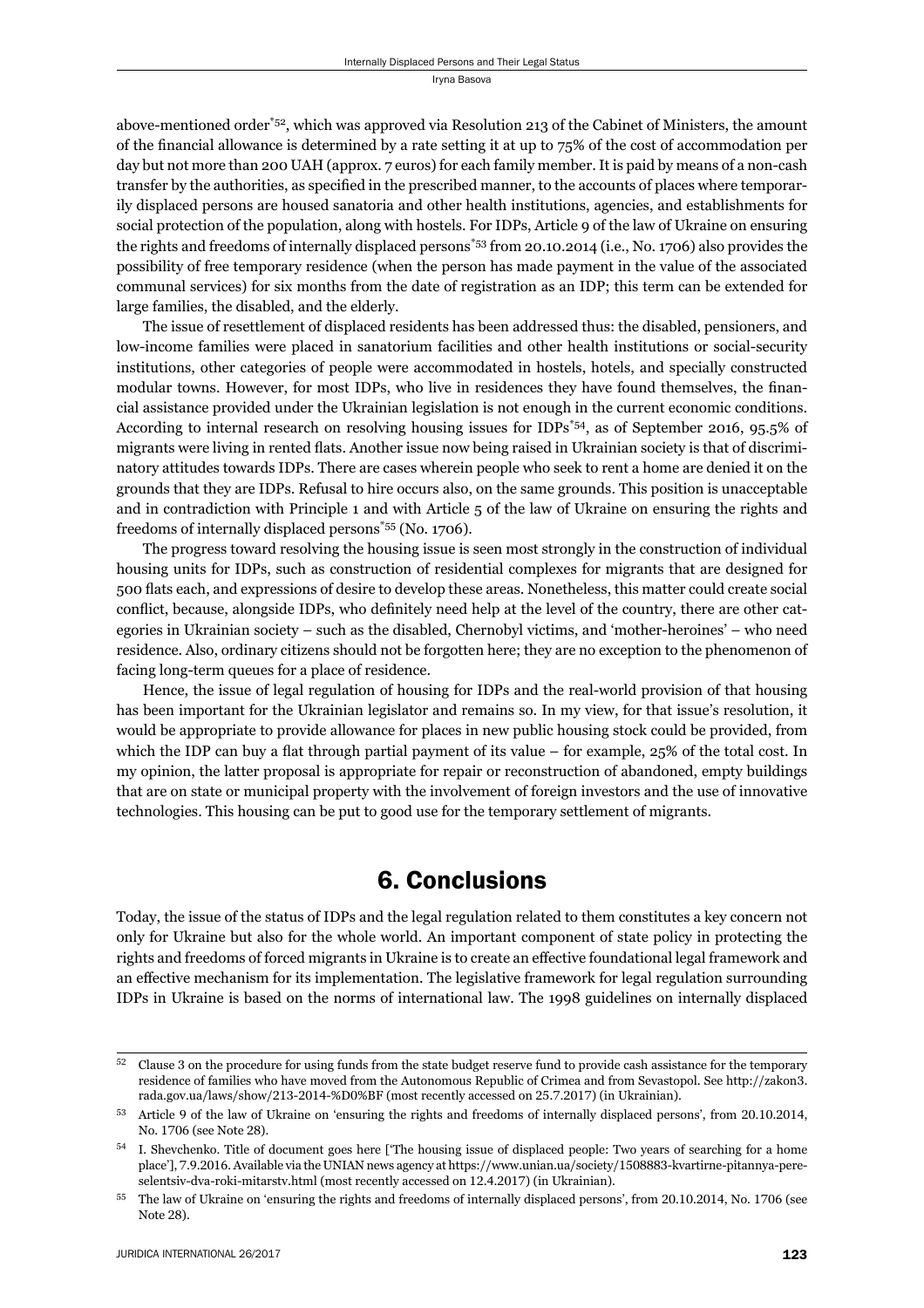above-mentioned order[*52], which was approved via Resolution 213 of the Cabinet of Ministers, the amount of the financial allowance is determined by a rate setting it at up to 75% of the cost of accommodation per day but not more than 200 UAH (approx. 7 euros) for each family member. It is paid by means of a non-cash transfer by the authorities, as specified in the prescribed manner, to the accounts of places where temporarily displaced persons are housed sanatoria and other health institutions, agencies, and establishments for social protection of the population, along with hostels. For IDPs, Article 9 of the law of Ukraine on ensuring the rights and freedoms of internally displaced persons[*53] from 20.10.2014 (i.e., No. 1706) also provides the possibility of free temporary residence (when the person has made payment in the value of the associated communal services) for six months from the date of registration as an IDP; this term can be extended for large families, the disabled, and the elderly.

The issue of resettlement of displaced residents has been addressed thus: the disabled, pensioners, and low-income families were placed in sanatorium facilities and other health institutions or social-security institutions, other categories of people were accommodated in hostels, hotels, and specially constructed modular towns. However, for most IDPs, who live in residences they have found themselves, the financial assistance provided under the Ukrainian legislation is not enough in the current economic conditions. According to internal research on resolving housing issues for IDPs[*54], as of September 2016, 95.5% of migrants were living in rented flats. Another issue now being raised in Ukrainian society is that of discriminatory attitudes towards IDPs. There are cases wherein people who seek to rent a home are denied it on the grounds that they are IDPs. Refusal to hire occurs also, on the same grounds. This position is unacceptable and in contradiction with Principle 1 and with Article 5 of the law of Ukraine on ensuring the rights and freedoms of internally displaced persons[*55] (No. 1706).

The progress toward resolving the housing issue is seen most strongly in the construction of individual housing units for IDPs, such as construction of residential complexes for migrants that are designed for 500 flats each, and expressions of desire to develop these areas. Nonetheless, this matter could create social conflict, because, alongside IDPs, who definitely need help at the level of the country, there are other categories in Ukrainian society – such as the disabled, Chernobyl victims, and 'mother-heroines' – who need residence. Also, ordinary citizens should not be forgotten here; they are no exception to the phenomenon of facing long-term queues for a place of residence.

Hence, the issue of legal regulation of housing for IDPs and the real-world provision of that housing has been important for the Ukrainian legislator and remains so. In my view, for that issue's resolution, it would be appropriate to provide allowance for places in new public housing stock could be provided, from which the IDP can buy a flat through partial payment of its value – for example, 25% of the total cost. In my opinion, the latter proposal is appropriate for repair or reconstruction of abandoned, empty buildings that are on state or municipal property with the involvement of foreign investors and the use of innovative technologies. This housing can be put to good use for the temporary settlement of migrants.

## 6. Conclusions

Today, the issue of the status of IDPs and the legal regulation related to them constitutes a key concern not only for Ukraine but also for the whole world. An important component of state policy in protecting the rights and freedoms of forced migrants in Ukraine is to create an effective foundational legal framework and an effective mechanism for its implementation. The legislative framework for legal regulation surrounding IDPs in Ukraine is based on the norms of international law. The 1998 guidelines on internally displaced

---

[52] Clause 3 on the procedure for using funds from the state budget reserve fund to provide cash assistance for the temporary residence of families who have moved from the Autonomous Republic of Crimea and from Sevastopol. See http://zakon3.rada.gov.ua/laws/show/213-2014-%D0%BF (most recently accessed on 25.7.2017) (in Ukrainian).

[53] Article 9 of the law of Ukraine on 'ensuring the rights and freedoms of internally displaced persons', from 20.10.2014, No. 1706 (see Note 28).

[54] I. Shevchenko. Title of document goes here ['The housing issue of displaced people: Two years of searching for a home place'], 7.9.2016. Available via the UNIAN news agency at https://www.unian.ua/society/1508883-kvartirne-pitannya-pereselentsiv-dva-roki-mitarstv.html (most recently accessed on 12.4.2017) (in Ukrainian).

[55] The law of Ukraine on 'ensuring the rights and freedoms of internally displaced persons', from 20.10.2014, No. 1706 (see Note 28).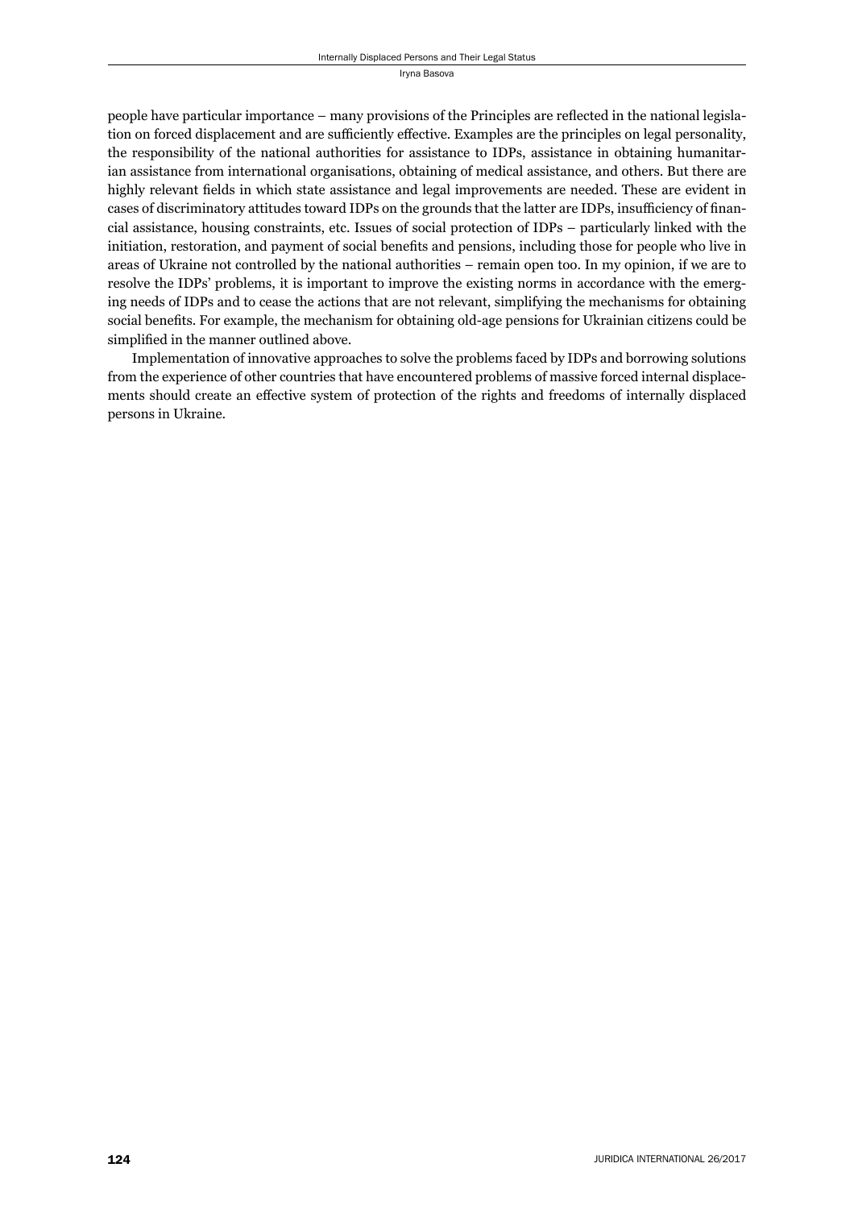people have particular importance – many provisions of the Principles are reflected in the national legislation on forced displacement and are sufficiently effective. Examples are the principles on legal personality, the responsibility of the national authorities for assistance to IDPs, assistance in obtaining humanitarian assistance from international organisations, obtaining of medical assistance, and others. But there are highly relevant fields in which state assistance and legal improvements are needed. These are evident in cases of discriminatory attitudes toward IDPs on the grounds that the latter are IDPs, insufficiency of financial assistance, housing constraints, etc. Issues of social protection of IDPs – particularly linked with the initiation, restoration, and payment of social benefits and pensions, including those for people who live in areas of Ukraine not controlled by the national authorities – remain open too. In my opinion, if we are to resolve the IDPs' problems, it is important to improve the existing norms in accordance with the emerging needs of IDPs and to cease the actions that are not relevant, simplifying the mechanisms for obtaining social benefits. For example, the mechanism for obtaining old-age pensions for Ukrainian citizens could be simplified in the manner outlined above.

Implementation of innovative approaches to solve the problems faced by IDPs and borrowing solutions from the experience of other countries that have encountered problems of massive forced internal displacements should create an effective system of protection of the rights and freedoms of internally displaced persons in Ukraine.